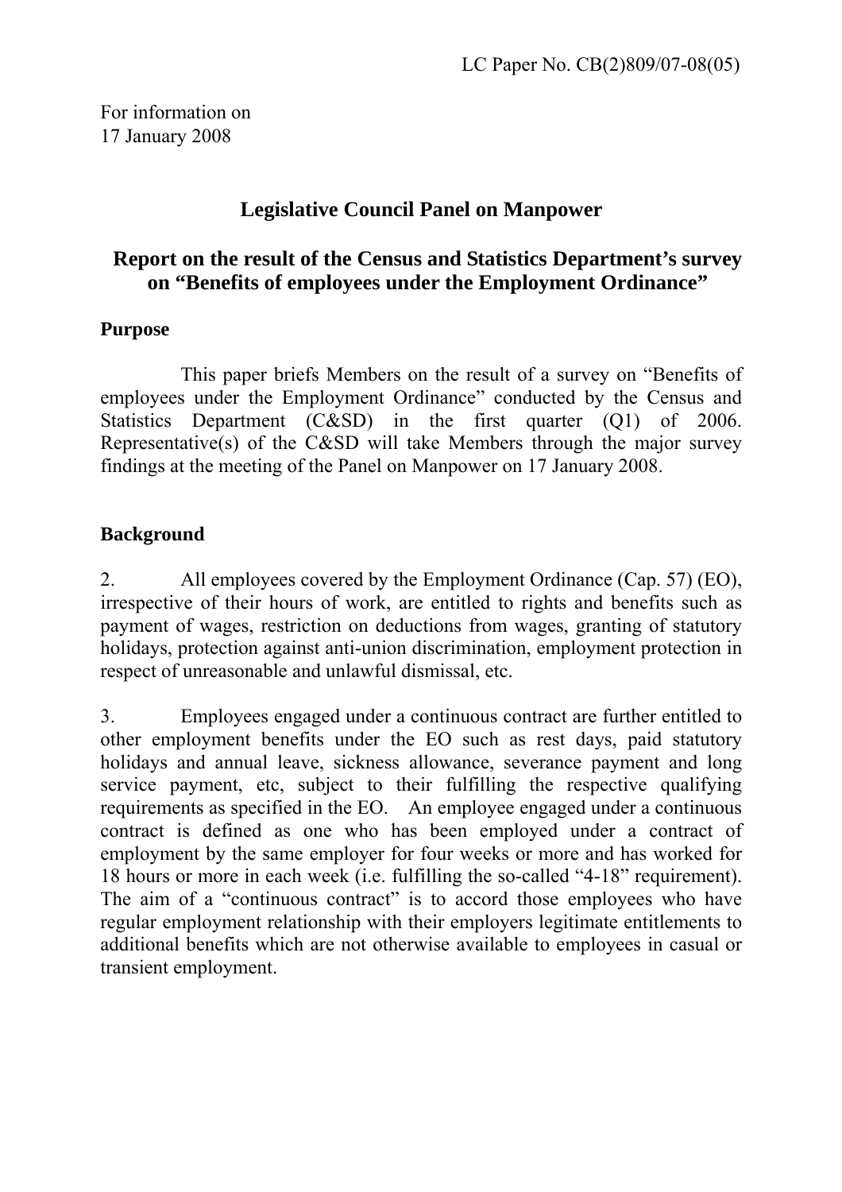LC Paper No. CB(2)809/07-08(05)

For information on
17 January 2008

## Legislative Council Panel on Manpower

## Report on the result of the Census and Statistics Department's survey on "Benefits of employees under the Employment Ordinance"

### Purpose

This paper briefs Members on the result of a survey on "Benefits of employees under the Employment Ordinance" conducted by the Census and Statistics Department (C&SD) in the first quarter (Q1) of 2006. Representative(s) of the C&SD will take Members through the major survey findings at the meeting of the Panel on Manpower on 17 January 2008.

### Background

2. All employees covered by the Employment Ordinance (Cap. 57) (EO), irrespective of their hours of work, are entitled to rights and benefits such as payment of wages, restriction on deductions from wages, granting of statutory holidays, protection against anti-union discrimination, employment protection in respect of unreasonable and unlawful dismissal, etc.

3. Employees engaged under a continuous contract are further entitled to other employment benefits under the EO such as rest days, paid statutory holidays and annual leave, sickness allowance, severance payment and long service payment, etc, subject to their fulfilling the respective qualifying requirements as specified in the EO. An employee engaged under a continuous contract is defined as one who has been employed under a contract of employment by the same employer for four weeks or more and has worked for 18 hours or more in each week (i.e. fulfilling the so-called "4-18" requirement). The aim of a "continuous contract" is to accord those employees who have regular employment relationship with their employers legitimate entitlements to additional benefits which are not otherwise available to employees in casual or transient employment.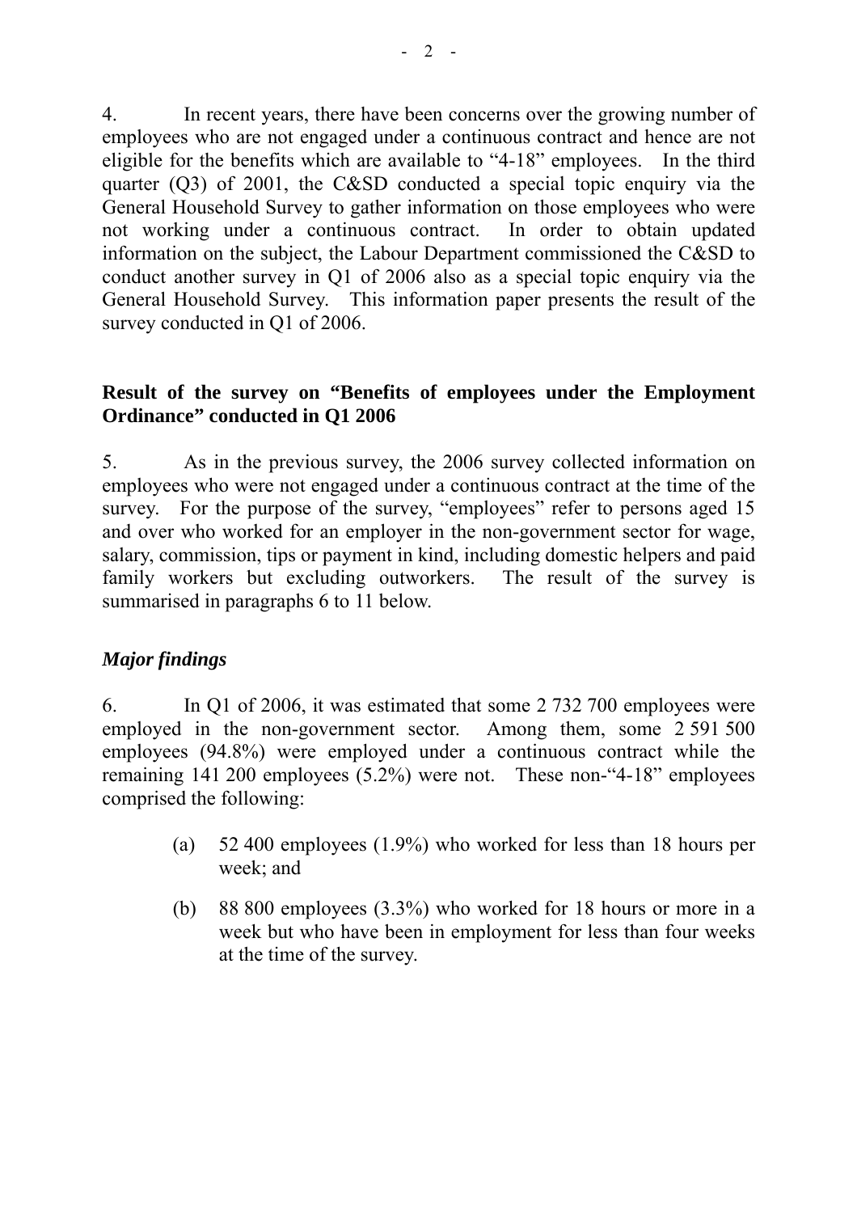4. In recent years, there have been concerns over the growing number of employees who are not engaged under a continuous contract and hence are not eligible for the benefits which are available to "4-18" employees. In the third quarter (Q3) of 2001, the C&SD conducted a special topic enquiry via the General Household Survey to gather information on those employees who were not working under a continuous contract. In order to obtain updated information on the subject, the Labour Department commissioned the C&SD to conduct another survey in Q1 of 2006 also as a special topic enquiry via the General Household Survey. This information paper presents the result of the survey conducted in Q1 of 2006.

**Result of the survey on "Benefits of employees under the Employment Ordinance" conducted in Q1 2006**

5. As in the previous survey, the 2006 survey collected information on employees who were not engaged under a continuous contract at the time of the survey. For the purpose of the survey, "employees" refer to persons aged 15 and over who worked for an employer in the non-government sector for wage, salary, commission, tips or payment in kind, including domestic helpers and paid family workers but excluding outworkers. The result of the survey is summarised in paragraphs 6 to 11 below.

***Major findings***

6. In Q1 of 2006, it was estimated that some 2 732 700 employees were employed in the non-government sector. Among them, some 2 591 500 employees (94.8%) were employed under a continuous contract while the remaining 141 200 employees (5.2%) were not. These non-"4-18" employees comprised the following:

(a) 52 400 employees (1.9%) who worked for less than 18 hours per week; and

(b) 88 800 employees (3.3%) who worked for 18 hours or more in a week but who have been in employment for less than four weeks at the time of the survey.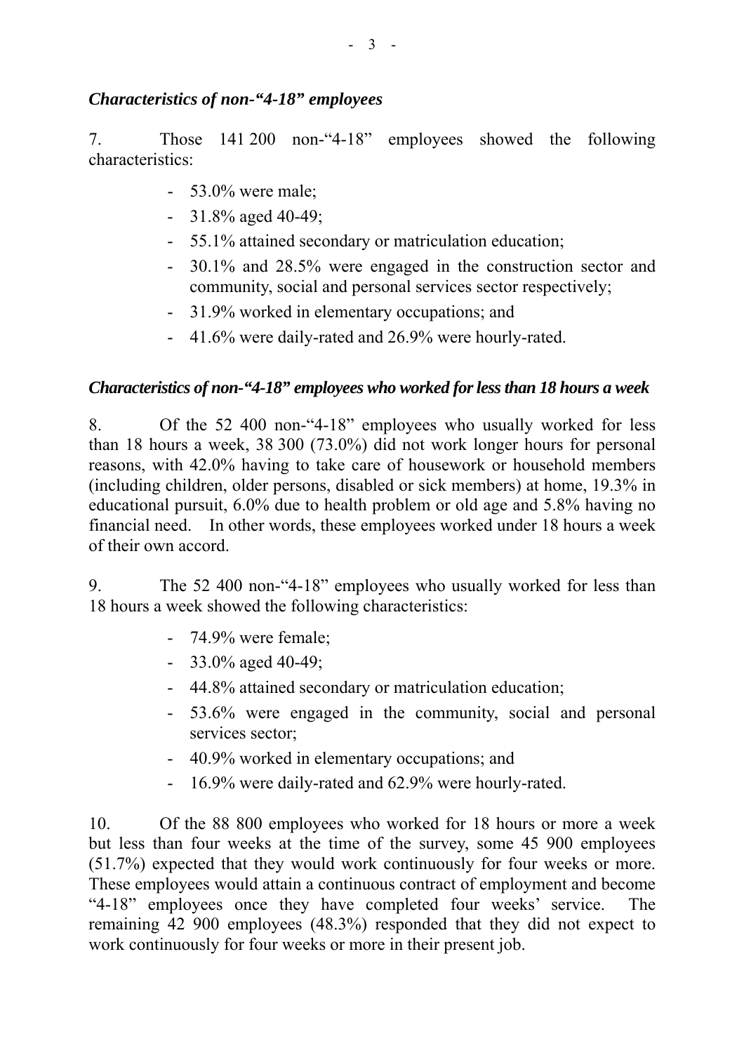### *Characteristics of non-"4-18" employees*

7. Those 141 200 non-"4-18" employees showed the following characteristics:

- 53.0% were male;
- 31.8% aged 40-49;
- 55.1% attained secondary or matriculation education;
- 30.1% and 28.5% were engaged in the construction sector and community, social and personal services sector respectively;
- 31.9% worked in elementary occupations; and
- 41.6% were daily-rated and 26.9% were hourly-rated.

### *Characteristics of non-"4-18" employees who worked for less than 18 hours a week*

8. Of the 52 400 non-"4-18" employees who usually worked for less than 18 hours a week, 38 300 (73.0%) did not work longer hours for personal reasons, with 42.0% having to take care of housework or household members (including children, older persons, disabled or sick members) at home, 19.3% in educational pursuit, 6.0% due to health problem or old age and 5.8% having no financial need. In other words, these employees worked under 18 hours a week of their own accord.

9. The 52 400 non-"4-18" employees who usually worked for less than 18 hours a week showed the following characteristics:

- 74.9% were female;
- 33.0% aged 40-49;
- 44.8% attained secondary or matriculation education;
- 53.6% were engaged in the community, social and personal services sector;
- 40.9% worked in elementary occupations; and
- 16.9% were daily-rated and 62.9% were hourly-rated.

10. Of the 88 800 employees who worked for 18 hours or more a week but less than four weeks at the time of the survey, some 45 900 employees (51.7%) expected that they would work continuously for four weeks or more. These employees would attain a continuous contract of employment and become "4-18" employees once they have completed four weeks' service. The remaining 42 900 employees (48.3%) responded that they did not expect to work continuously for four weeks or more in their present job.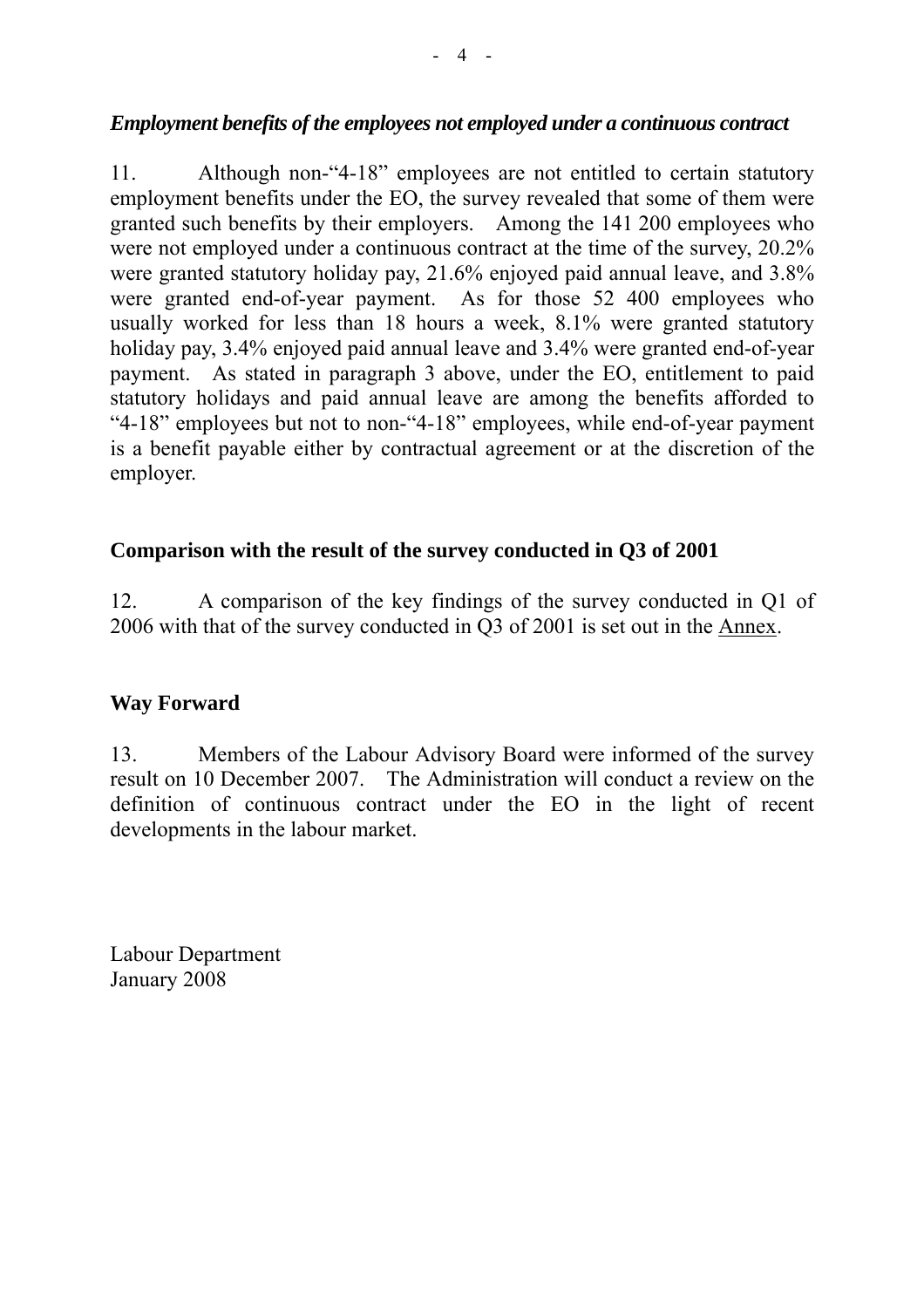***Employment benefits of the employees not employed under a continuous contract***

11. Although non-"4-18" employees are not entitled to certain statutory employment benefits under the EO, the survey revealed that some of them were granted such benefits by their employers. Among the 141 200 employees who were not employed under a continuous contract at the time of the survey, 20.2% were granted statutory holiday pay, 21.6% enjoyed paid annual leave, and 3.8% were granted end-of-year payment. As for those 52 400 employees who usually worked for less than 18 hours a week, 8.1% were granted statutory holiday pay, 3.4% enjoyed paid annual leave and 3.4% were granted end-of-year payment. As stated in paragraph 3 above, under the EO, entitlement to paid statutory holidays and paid annual leave are among the benefits afforded to "4-18" employees but not to non-"4-18" employees, while end-of-year payment is a benefit payable either by contractual agreement or at the discretion of the employer.

**Comparison with the result of the survey conducted in Q3 of 2001**

12. A comparison of the key findings of the survey conducted in Q1 of 2006 with that of the survey conducted in Q3 of 2001 is set out in the Annex.

**Way Forward**

13. Members of the Labour Advisory Board were informed of the survey result on 10 December 2007. The Administration will conduct a review on the definition of continuous contract under the EO in the light of recent developments in the labour market.

Labour Department
January 2008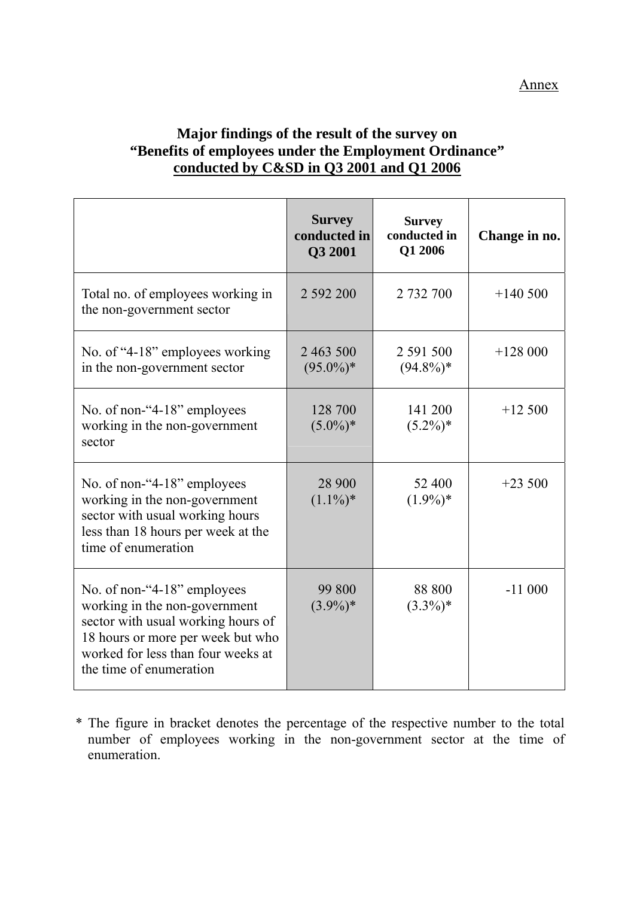Annex

# Major findings of the result of the survey on "Benefits of employees under the Employment Ordinance" conducted by C&SD in Q3 2001 and Q1 2006

| | Survey conducted in Q3 2001 | Survey conducted in Q1 2006 | Change in no. |
|---|---|---|---|
| Total no. of employees working in the non-government sector | 2 592 200 | 2 732 700 | +140 500 |
| No. of "4-18" employees working in the non-government sector | 2 463 500 (95.0%)* | 2 591 500 (94.8%)* | +128 000 |
| No. of non-"4-18" employees working in the non-government sector | 128 700 (5.0%)* | 141 200 (5.2%)* | +12 500 |
| No. of non-"4-18" employees working in the non-government sector with usual working hours less than 18 hours per week at the time of enumeration | 28 900 (1.1%)* | 52 400 (1.9%)* | +23 500 |
| No. of non-"4-18" employees working in the non-government sector with usual working hours of 18 hours or more per week but who worked for less than four weeks at the time of enumeration | 99 800 (3.9%)* | 88 800 (3.3%)* | -11 000 |

\* The figure in bracket denotes the percentage of the respective number to the total number of employees working in the non-government sector at the time of enumeration.